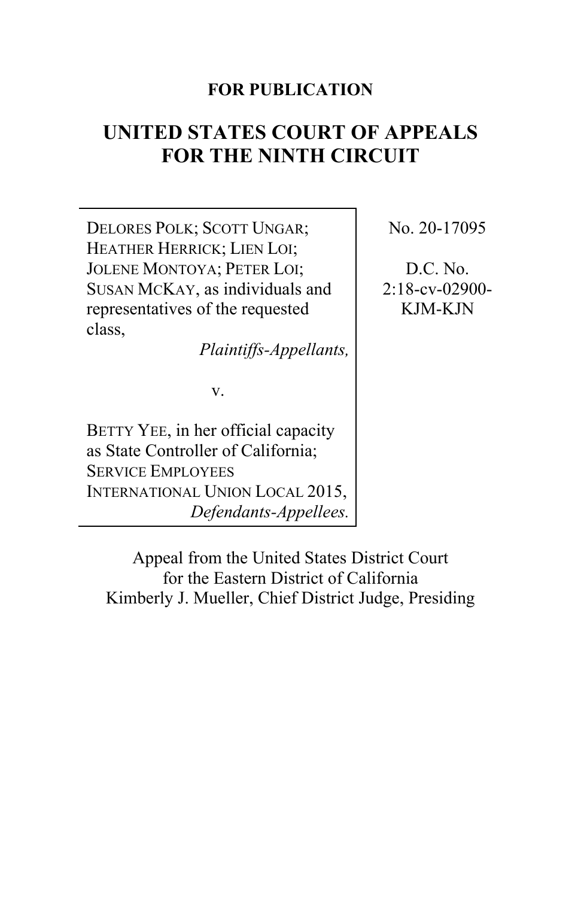**FOR PUBLICATION**

# UNITED STATES COURT OF APPEALS FOR THE NINTH CIRCUIT

DELORES POLK; SCOTT UNGAR; HEATHER HERRICK; LIEN LOI; JOLENE MONTOYA; PETER LOI; SUSAN MCKAY, as individuals and representatives of the requested class,

*Plaintiffs-Appellants,*

v.

BETTY YEE, in her official capacity as State Controller of California; SERVICE EMPLOYEES INTERNATIONAL UNION LOCAL 2015,

*Defendants-Appellees.*

No. 20-17095

D.C. No. 2:18-cv-02900-KJM-KJN

Appeal from the United States District Court for the Eastern District of California
Kimberly J. Mueller, Chief District Judge, Presiding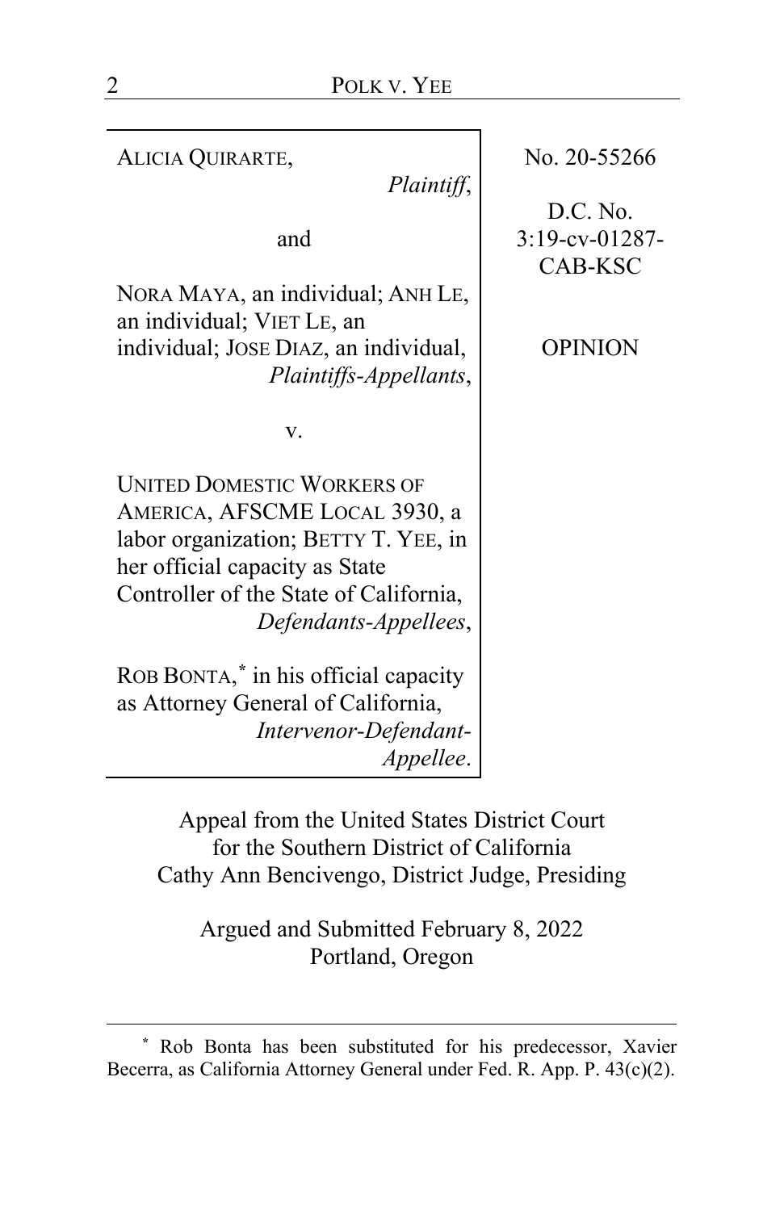ALICIA QUIRARTE,
*Plaintiff*,

and

NORA MAYA, an individual; ANH LE, an individual; VIET LE, an individual; JOSE DIAZ, an individual,
*Plaintiffs-Appellants*,

v.

UNITED DOMESTIC WORKERS OF AMERICA, AFSCME LOCAL 3930, a labor organization; BETTY T. YEE, in her official capacity as State Controller of the State of California,
*Defendants-Appellees*,

ROB BONTA,[*] in his official capacity as Attorney General of California,
*Intervenor-Defendant-Appellee*.

No. 20-55266

D.C. No. 3:19-cv-01287-CAB-KSC

OPINION

Appeal from the United States District Court for the Southern District of California
Cathy Ann Bencivengo, District Judge, Presiding

Argued and Submitted February 8, 2022
Portland, Oregon

---

[*] Rob Bonta has been substituted for his predecessor, Xavier Becerra, as California Attorney General under Fed. R. App. P. 43(c)(2).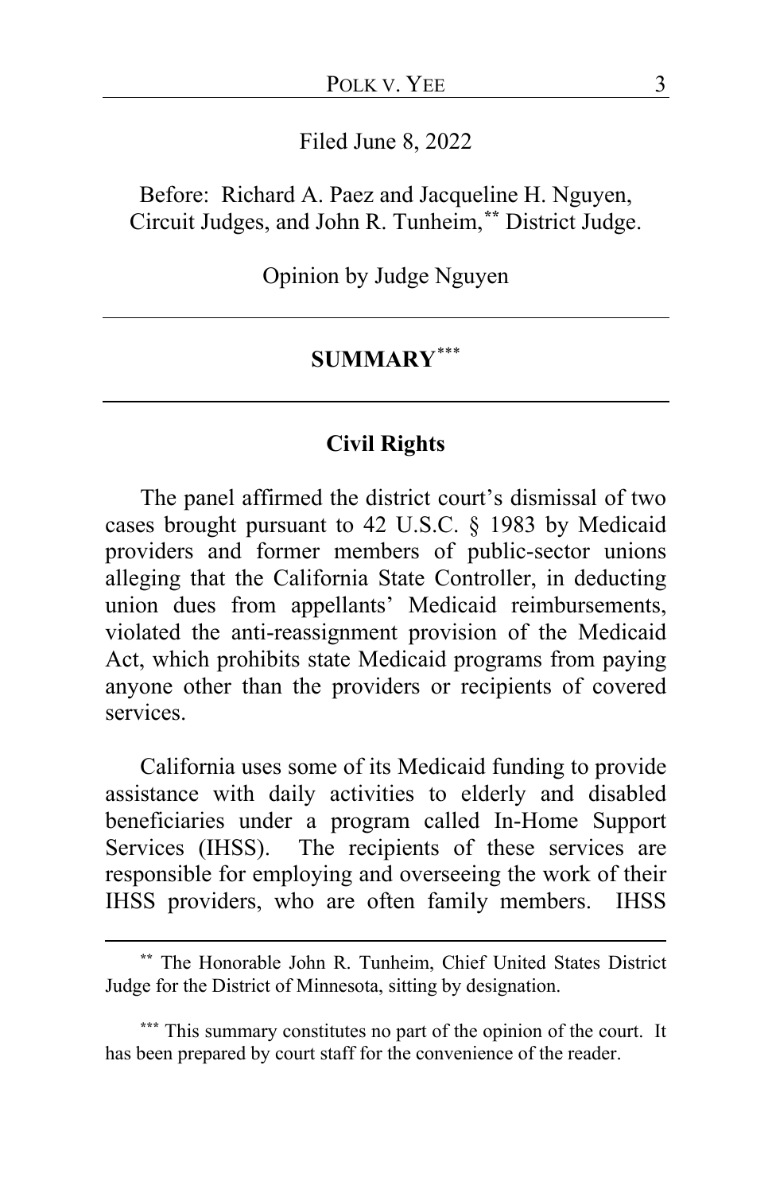Filed June 8, 2022

Before: Richard A. Paez and Jacqueline H. Nguyen, Circuit Judges, and John R. Tunheim,[**] District Judge.

Opinion by Judge Nguyen

## SUMMARY[***]

### Civil Rights

The panel affirmed the district court's dismissal of two cases brought pursuant to 42 U.S.C. § 1983 by Medicaid providers and former members of public-sector unions alleging that the California State Controller, in deducting union dues from appellants' Medicaid reimbursements, violated the anti-reassignment provision of the Medicaid Act, which prohibits state Medicaid programs from paying anyone other than the providers or recipients of covered services.

California uses some of its Medicaid funding to provide assistance with daily activities to elderly and disabled beneficiaries under a program called In-Home Support Services (IHSS). The recipients of these services are responsible for employing and overseeing the work of their IHSS providers, who are often family members. IHSS

---

[**] The Honorable John R. Tunheim, Chief United States District Judge for the District of Minnesota, sitting by designation.

[***] This summary constitutes no part of the opinion of the court. It has been prepared by court staff for the convenience of the reader.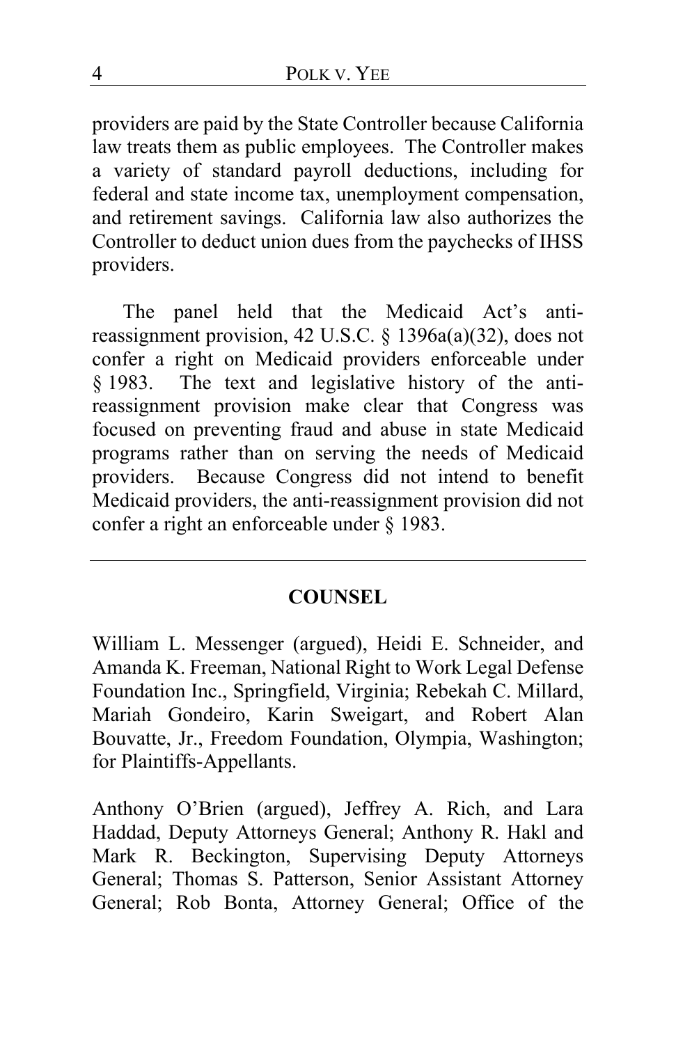providers are paid by the State Controller because California law treats them as public employees. The Controller makes a variety of standard payroll deductions, including for federal and state income tax, unemployment compensation, and retirement savings. California law also authorizes the Controller to deduct union dues from the paychecks of IHSS providers.

The panel held that the Medicaid Act's anti-reassignment provision, 42 U.S.C. § 1396a(a)(32), does not confer a right on Medicaid providers enforceable under § 1983. The text and legislative history of the anti-reassignment provision make clear that Congress was focused on preventing fraud and abuse in state Medicaid programs rather than on serving the needs of Medicaid providers. Because Congress did not intend to benefit Medicaid providers, the anti-reassignment provision did not confer a right an enforceable under § 1983.

---

## COUNSEL

William L. Messenger (argued), Heidi E. Schneider, and Amanda K. Freeman, National Right to Work Legal Defense Foundation Inc., Springfield, Virginia; Rebekah C. Millard, Mariah Gondeiro, Karin Sweigart, and Robert Alan Bouvatte, Jr., Freedom Foundation, Olympia, Washington; for Plaintiffs-Appellants.

Anthony O'Brien (argued), Jeffrey A. Rich, and Lara Haddad, Deputy Attorneys General; Anthony R. Hakl and Mark R. Beckington, Supervising Deputy Attorneys General; Thomas S. Patterson, Senior Assistant Attorney General; Rob Bonta, Attorney General; Office of the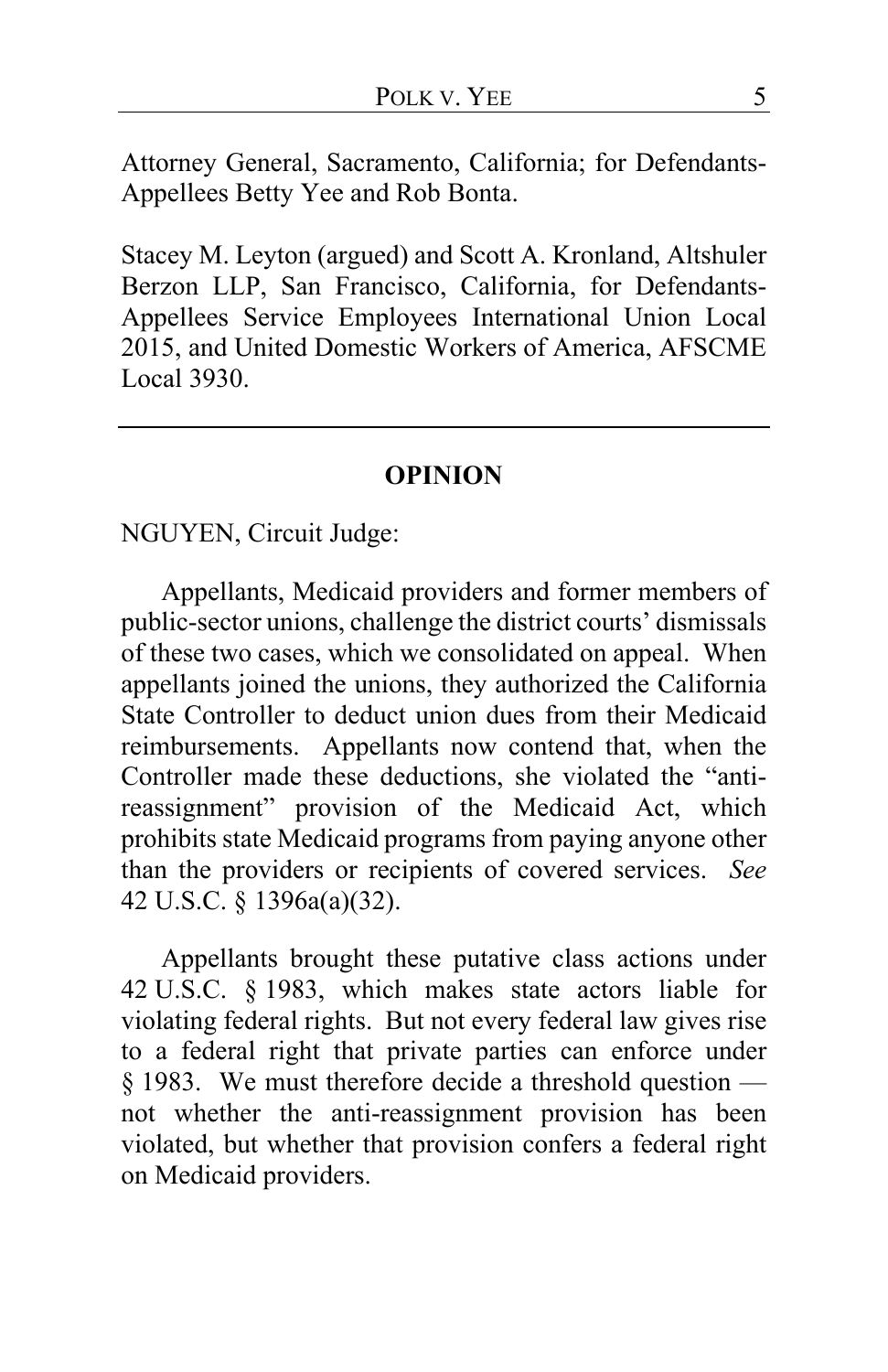Attorney General, Sacramento, California; for Defendants-Appellees Betty Yee and Rob Bonta.

Stacey M. Leyton (argued) and Scott A. Kronland, Altshuler Berzon LLP, San Francisco, California, for Defendants-Appellees Service Employees International Union Local 2015, and United Domestic Workers of America, AFSCME Local 3930.

---

## OPINION

NGUYEN, Circuit Judge:

Appellants, Medicaid providers and former members of public-sector unions, challenge the district courts' dismissals of these two cases, which we consolidated on appeal. When appellants joined the unions, they authorized the California State Controller to deduct union dues from their Medicaid reimbursements. Appellants now contend that, when the Controller made these deductions, she violated the "anti-reassignment" provision of the Medicaid Act, which prohibits state Medicaid programs from paying anyone other than the providers or recipients of covered services. *See* 42 U.S.C. § 1396a(a)(32).

Appellants brought these putative class actions under 42 U.S.C. § 1983, which makes state actors liable for violating federal rights. But not every federal law gives rise to a federal right that private parties can enforce under § 1983. We must therefore decide a threshold question — not whether the anti-reassignment provision has been violated, but whether that provision confers a federal right on Medicaid providers.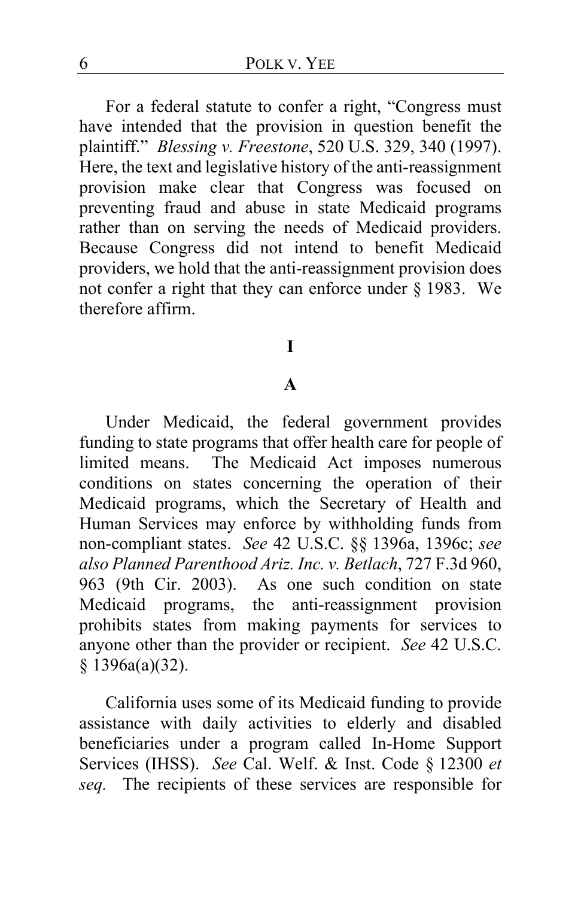For a federal statute to confer a right, "Congress must have intended that the provision in question benefit the plaintiff." *Blessing v. Freestone*, 520 U.S. 329, 340 (1997). Here, the text and legislative history of the anti-reassignment provision make clear that Congress was focused on preventing fraud and abuse in state Medicaid programs rather than on serving the needs of Medicaid providers. Because Congress did not intend to benefit Medicaid providers, we hold that the anti-reassignment provision does not confer a right that they can enforce under § 1983. We therefore affirm.

# I

## A

Under Medicaid, the federal government provides funding to state programs that offer health care for people of limited means. The Medicaid Act imposes numerous conditions on states concerning the operation of their Medicaid programs, which the Secretary of Health and Human Services may enforce by withholding funds from non-compliant states. *See* 42 U.S.C. §§ 1396a, 1396c; *see also Planned Parenthood Ariz. Inc. v. Betlach*, 727 F.3d 960, 963 (9th Cir. 2003). As one such condition on state Medicaid programs, the anti-reassignment provision prohibits states from making payments for services to anyone other than the provider or recipient. *See* 42 U.S.C. § 1396a(a)(32).

California uses some of its Medicaid funding to provide assistance with daily activities to elderly and disabled beneficiaries under a program called In-Home Support Services (IHSS). *See* Cal. Welf. & Inst. Code § 12300 *et seq.* The recipients of these services are responsible for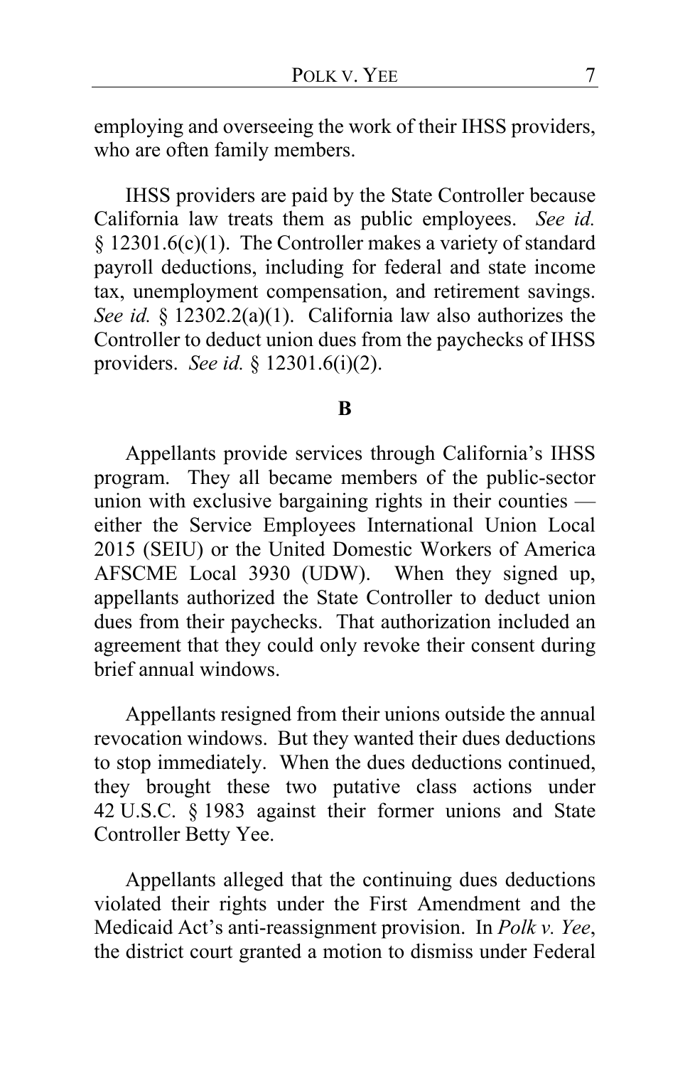employing and overseeing the work of their IHSS providers, who are often family members.

IHSS providers are paid by the State Controller because California law treats them as public employees. *See id.* § 12301.6(c)(1). The Controller makes a variety of standard payroll deductions, including for federal and state income tax, unemployment compensation, and retirement savings. *See id.* § 12302.2(a)(1). California law also authorizes the Controller to deduct union dues from the paychecks of IHSS providers. *See id.* § 12301.6(i)(2).

**B**

Appellants provide services through California's IHSS program. They all became members of the public-sector union with exclusive bargaining rights in their counties — either the Service Employees International Union Local 2015 (SEIU) or the United Domestic Workers of America AFSCME Local 3930 (UDW). When they signed up, appellants authorized the State Controller to deduct union dues from their paychecks. That authorization included an agreement that they could only revoke their consent during brief annual windows.

Appellants resigned from their unions outside the annual revocation windows. But they wanted their dues deductions to stop immediately. When the dues deductions continued, they brought these two putative class actions under 42 U.S.C. § 1983 against their former unions and State Controller Betty Yee.

Appellants alleged that the continuing dues deductions violated their rights under the First Amendment and the Medicaid Act's anti-reassignment provision. In *Polk v. Yee*, the district court granted a motion to dismiss under Federal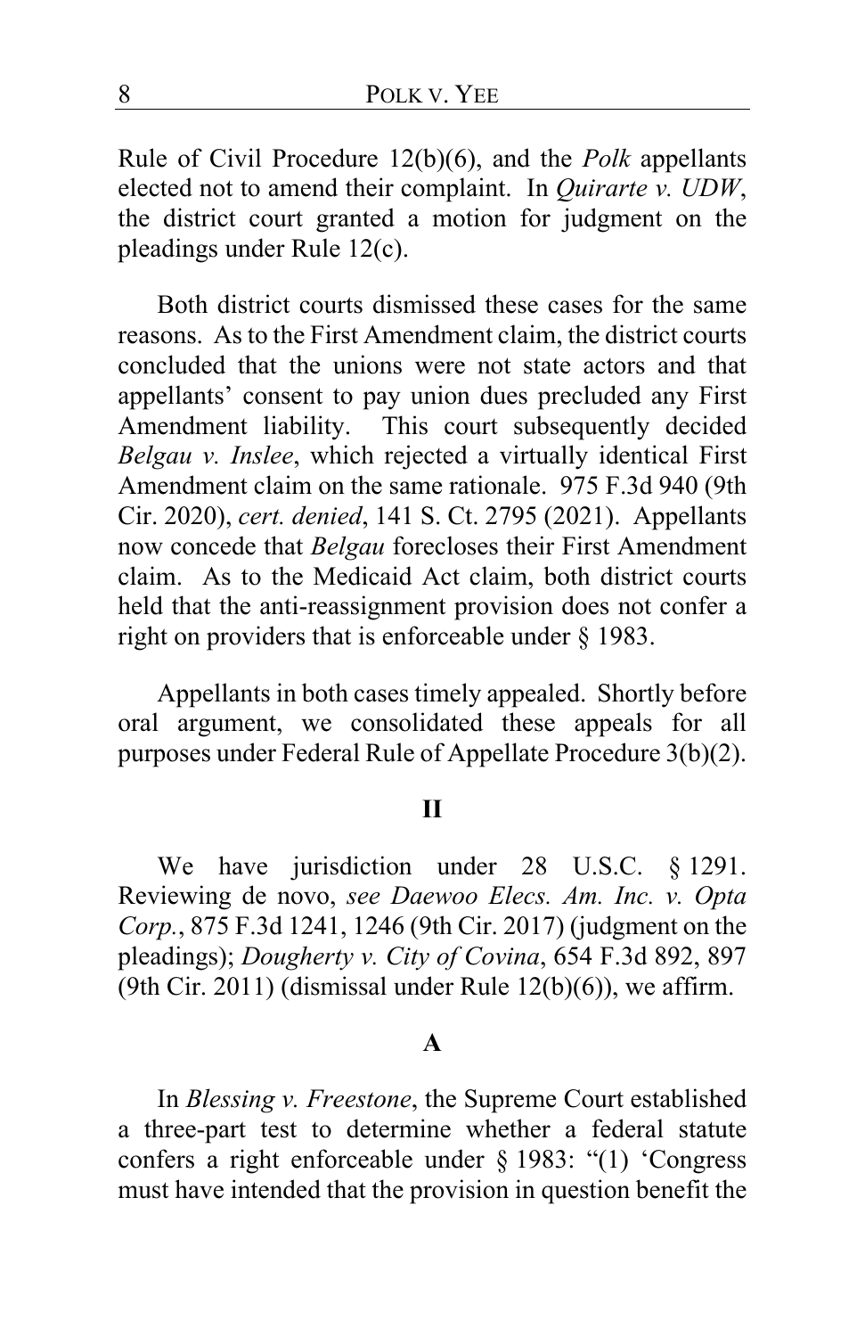Rule of Civil Procedure 12(b)(6), and the *Polk* appellants elected not to amend their complaint. In *Quirarte v. UDW*, the district court granted a motion for judgment on the pleadings under Rule 12(c).

Both district courts dismissed these cases for the same reasons. As to the First Amendment claim, the district courts concluded that the unions were not state actors and that appellants' consent to pay union dues precluded any First Amendment liability. This court subsequently decided *Belgau v. Inslee*, which rejected a virtually identical First Amendment claim on the same rationale. 975 F.3d 940 (9th Cir. 2020), *cert. denied*, 141 S. Ct. 2795 (2021). Appellants now concede that *Belgau* forecloses their First Amendment claim. As to the Medicaid Act claim, both district courts held that the anti-reassignment provision does not confer a right on providers that is enforceable under § 1983.

Appellants in both cases timely appealed. Shortly before oral argument, we consolidated these appeals for all purposes under Federal Rule of Appellate Procedure 3(b)(2).

## II

We have jurisdiction under 28 U.S.C. § 1291. Reviewing de novo, *see Daewoo Elecs. Am. Inc. v. Opta Corp.*, 875 F.3d 1241, 1246 (9th Cir. 2017) (judgment on the pleadings); *Dougherty v. City of Covina*, 654 F.3d 892, 897 (9th Cir. 2011) (dismissal under Rule 12(b)(6)), we affirm.

### A

In *Blessing v. Freestone*, the Supreme Court established a three-part test to determine whether a federal statute confers a right enforceable under § 1983: "(1) 'Congress must have intended that the provision in question benefit the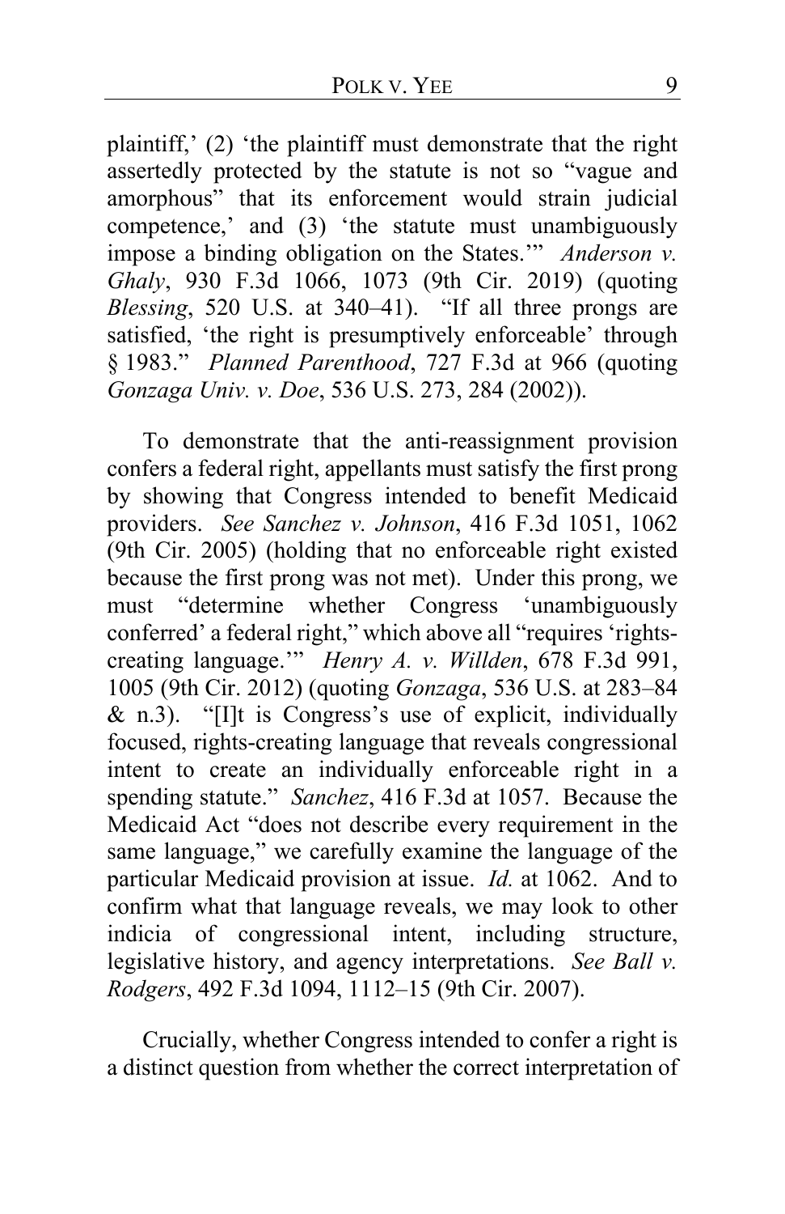plaintiff,' (2) 'the plaintiff must demonstrate that the right assertedly protected by the statute is not so "vague and amorphous" that its enforcement would strain judicial competence,' and (3) 'the statute must unambiguously impose a binding obligation on the States.'" *Anderson v. Ghaly*, 930 F.3d 1066, 1073 (9th Cir. 2019) (quoting *Blessing*, 520 U.S. at 340–41). "If all three prongs are satisfied, 'the right is presumptively enforceable' through § 1983." *Planned Parenthood*, 727 F.3d at 966 (quoting *Gonzaga Univ. v. Doe*, 536 U.S. 273, 284 (2002)).

To demonstrate that the anti-reassignment provision confers a federal right, appellants must satisfy the first prong by showing that Congress intended to benefit Medicaid providers. *See Sanchez v. Johnson*, 416 F.3d 1051, 1062 (9th Cir. 2005) (holding that no enforceable right existed because the first prong was not met). Under this prong, we must "determine whether Congress 'unambiguously conferred' a federal right," which above all "requires 'rights-creating language.'" *Henry A. v. Willden*, 678 F.3d 991, 1005 (9th Cir. 2012) (quoting *Gonzaga*, 536 U.S. at 283–84 & n.3). "[I]t is Congress's use of explicit, individually focused, rights-creating language that reveals congressional intent to create an individually enforceable right in a spending statute." *Sanchez*, 416 F.3d at 1057. Because the Medicaid Act "does not describe every requirement in the same language," we carefully examine the language of the particular Medicaid provision at issue. *Id.* at 1062. And to confirm what that language reveals, we may look to other indicia of congressional intent, including structure, legislative history, and agency interpretations. *See Ball v. Rodgers*, 492 F.3d 1094, 1112–15 (9th Cir. 2007).

Crucially, whether Congress intended to confer a right is a distinct question from whether the correct interpretation of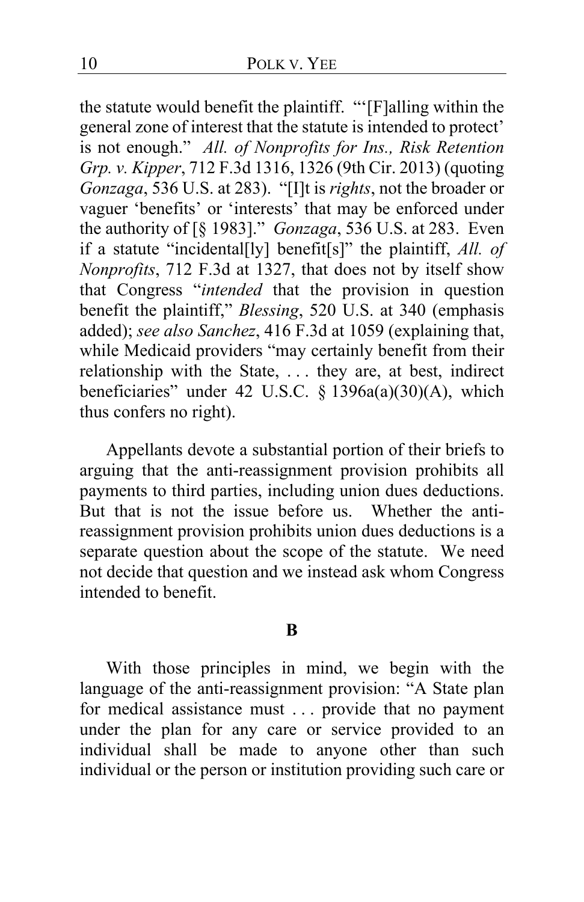the statute would benefit the plaintiff. "'[F]alling within the general zone of interest that the statute is intended to protect' is not enough." *All. of Nonprofits for Ins., Risk Retention Grp. v. Kipper*, 712 F.3d 1316, 1326 (9th Cir. 2013) (quoting *Gonzaga*, 536 U.S. at 283). "[I]t is *rights*, not the broader or vaguer 'benefits' or 'interests' that may be enforced under the authority of [§ 1983]." *Gonzaga*, 536 U.S. at 283. Even if a statute "incidental[ly] benefit[s]" the plaintiff, *All. of Nonprofits*, 712 F.3d at 1327, that does not by itself show that Congress "*intended* that the provision in question benefit the plaintiff," *Blessing*, 520 U.S. at 340 (emphasis added); *see also Sanchez*, 416 F.3d at 1059 (explaining that, while Medicaid providers "may certainly benefit from their relationship with the State, . . . they are, at best, indirect beneficiaries" under 42 U.S.C. § 1396a(a)(30)(A), which thus confers no right).

Appellants devote a substantial portion of their briefs to arguing that the anti-reassignment provision prohibits all payments to third parties, including union dues deductions. But that is not the issue before us. Whether the anti-reassignment provision prohibits union dues deductions is a separate question about the scope of the statute. We need not decide that question and we instead ask whom Congress intended to benefit.

**B**

With those principles in mind, we begin with the language of the anti-reassignment provision: "A State plan for medical assistance must . . . provide that no payment under the plan for any care or service provided to an individual shall be made to anyone other than such individual or the person or institution providing such care or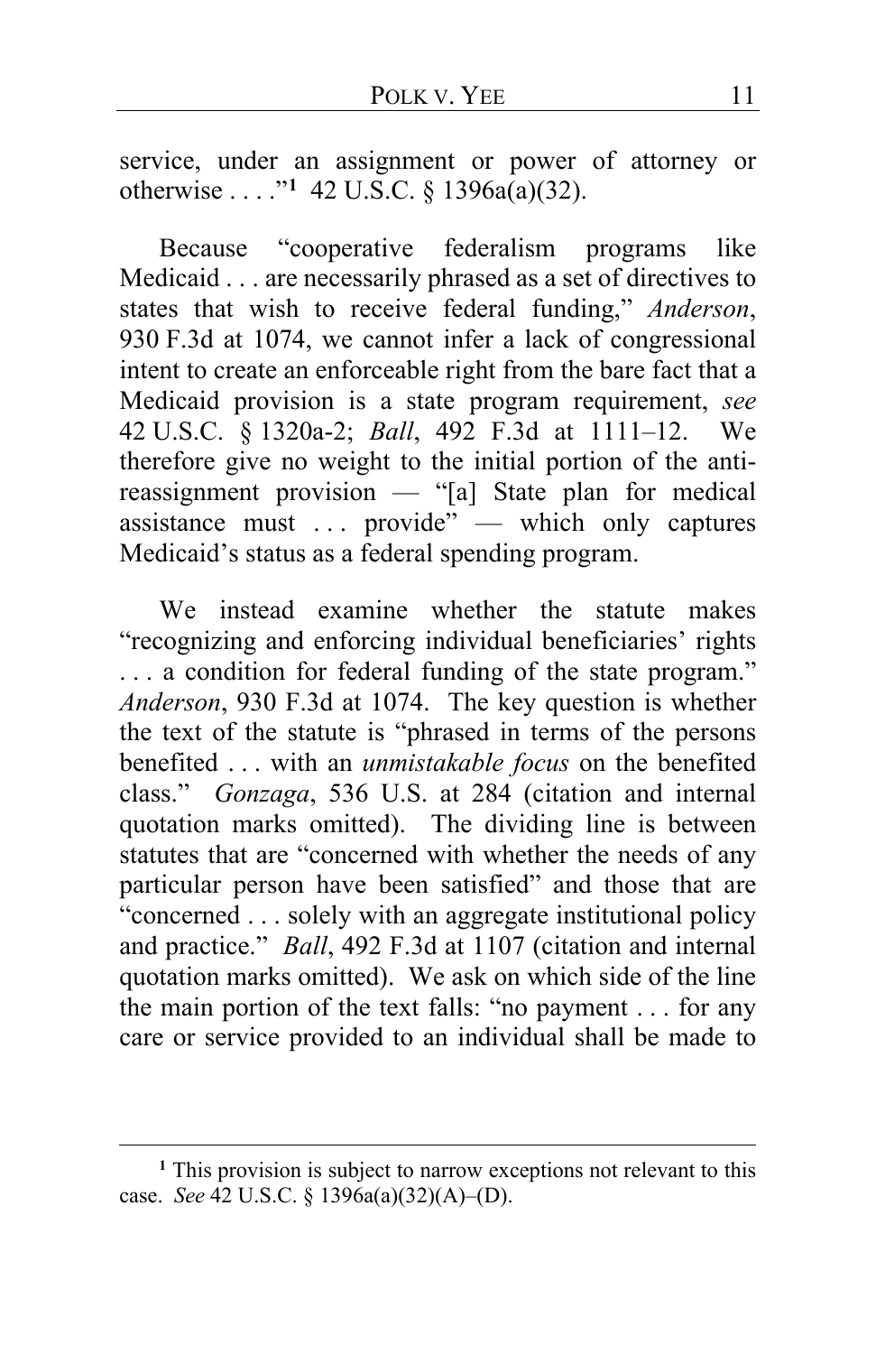service, under an assignment or power of attorney or otherwise . . . ."[1] 42 U.S.C. § 1396a(a)(32).

Because "cooperative federalism programs like Medicaid . . . are necessarily phrased as a set of directives to states that wish to receive federal funding," *Anderson*, 930 F.3d at 1074, we cannot infer a lack of congressional intent to create an enforceable right from the bare fact that a Medicaid provision is a state program requirement, *see* 42 U.S.C. § 1320a-2; *Ball*, 492 F.3d at 1111–12. We therefore give no weight to the initial portion of the anti-reassignment provision — "[a] State plan for medical assistance must . . . provide" — which only captures Medicaid's status as a federal spending program.

We instead examine whether the statute makes "recognizing and enforcing individual beneficiaries' rights . . . a condition for federal funding of the state program." *Anderson*, 930 F.3d at 1074. The key question is whether the text of the statute is "phrased in terms of the persons benefited . . . with an *unmistakable focus* on the benefited class." *Gonzaga*, 536 U.S. at 284 (citation and internal quotation marks omitted). The dividing line is between statutes that are "concerned with whether the needs of any particular person have been satisfied" and those that are "concerned . . . solely with an aggregate institutional policy and practice." *Ball*, 492 F.3d at 1107 (citation and internal quotation marks omitted). We ask on which side of the line the main portion of the text falls: "no payment . . . for any care or service provided to an individual shall be made to

---

[1] This provision is subject to narrow exceptions not relevant to this case. *See* 42 U.S.C. § 1396a(a)(32)(A)–(D).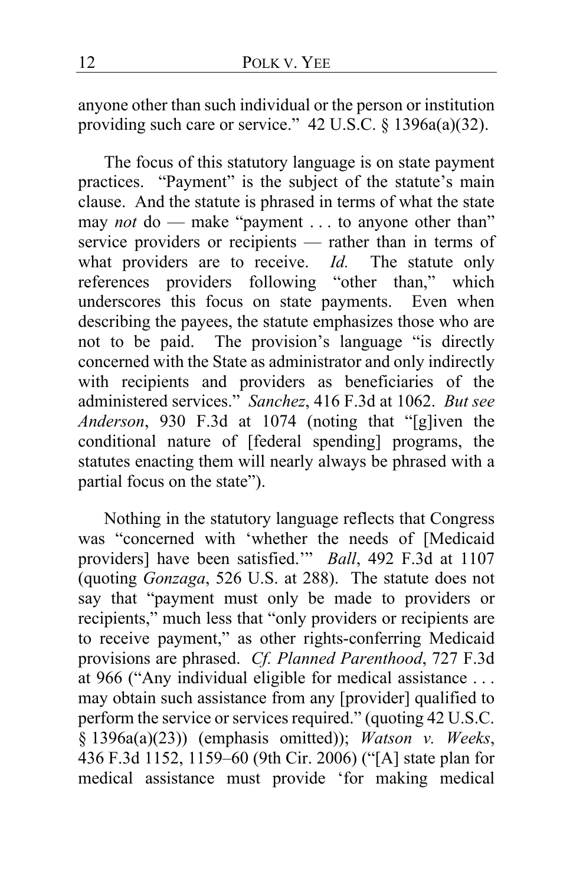anyone other than such individual or the person or institution providing such care or service." 42 U.S.C. § 1396a(a)(32).

The focus of this statutory language is on state payment practices. "Payment" is the subject of the statute's main clause. And the statute is phrased in terms of what the state may *not* do — make "payment . . . to anyone other than" service providers or recipients — rather than in terms of what providers are to receive. *Id.* The statute only references providers following "other than," which underscores this focus on state payments. Even when describing the payees, the statute emphasizes those who are not to be paid. The provision's language "is directly concerned with the State as administrator and only indirectly with recipients and providers as beneficiaries of the administered services." *Sanchez*, 416 F.3d at 1062. *But see Anderson*, 930 F.3d at 1074 (noting that "[g]iven the conditional nature of [federal spending] programs, the statutes enacting them will nearly always be phrased with a partial focus on the state").

Nothing in the statutory language reflects that Congress was "concerned with 'whether the needs of [Medicaid providers] have been satisfied.'" *Ball*, 492 F.3d at 1107 (quoting *Gonzaga*, 526 U.S. at 288). The statute does not say that "payment must only be made to providers or recipients," much less that "only providers or recipients are to receive payment," as other rights-conferring Medicaid provisions are phrased. *Cf. Planned Parenthood*, 727 F.3d at 966 ("Any individual eligible for medical assistance . . . may obtain such assistance from any [provider] qualified to perform the service or services required." (quoting 42 U.S.C. § 1396a(a)(23)) (emphasis omitted)); *Watson v. Weeks*, 436 F.3d 1152, 1159–60 (9th Cir. 2006) ("[A] state plan for medical assistance must provide 'for making medical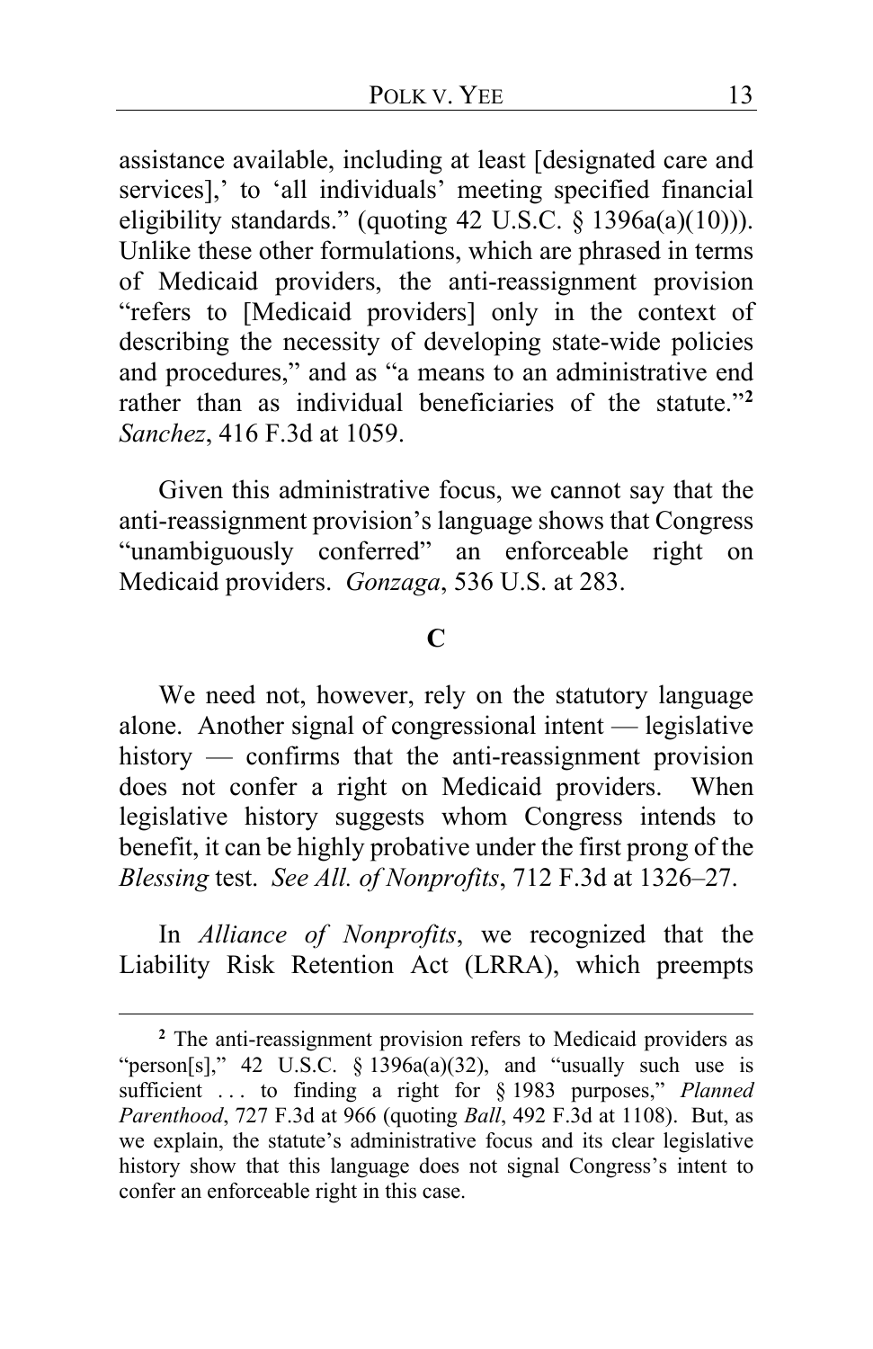assistance available, including at least [designated care and services],' to 'all individuals' meeting specified financial eligibility standards." (quoting 42 U.S.C. § 1396a(a)(10))). Unlike these other formulations, which are phrased in terms of Medicaid providers, the anti-reassignment provision "refers to [Medicaid providers] only in the context of describing the necessity of developing state-wide policies and procedures," and as "a means to an administrative end rather than as individual beneficiaries of the statute."[2] *Sanchez*, 416 F.3d at 1059.

Given this administrative focus, we cannot say that the anti-reassignment provision's language shows that Congress "unambiguously conferred" an enforceable right on Medicaid providers. *Gonzaga*, 536 U.S. at 283.

### C

We need not, however, rely on the statutory language alone. Another signal of congressional intent — legislative history — confirms that the anti-reassignment provision does not confer a right on Medicaid providers. When legislative history suggests whom Congress intends to benefit, it can be highly probative under the first prong of the *Blessing* test. *See All. of Nonprofits*, 712 F.3d at 1326–27.

In *Alliance of Nonprofits*, we recognized that the Liability Risk Retention Act (LRRA), which preempts

---

[2] The anti-reassignment provision refers to Medicaid providers as "person[s]," 42 U.S.C. § 1396a(a)(32), and "usually such use is sufficient . . . to finding a right for § 1983 purposes," *Planned Parenthood*, 727 F.3d at 966 (quoting *Ball*, 492 F.3d at 1108). But, as we explain, the statute's administrative focus and its clear legislative history show that this language does not signal Congress's intent to confer an enforceable right in this case.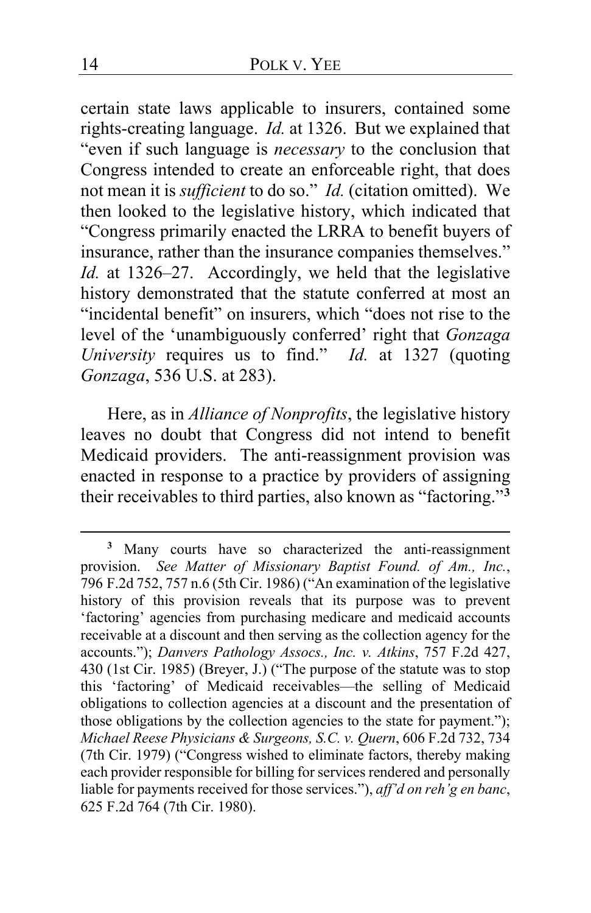certain state laws applicable to insurers, contained some rights-creating language. *Id.* at 1326. But we explained that "even if such language is *necessary* to the conclusion that Congress intended to create an enforceable right, that does not mean it is *sufficient* to do so." *Id.* (citation omitted). We then looked to the legislative history, which indicated that "Congress primarily enacted the LRRA to benefit buyers of insurance, rather than the insurance companies themselves." *Id.* at 1326–27. Accordingly, we held that the legislative history demonstrated that the statute conferred at most an "incidental benefit" on insurers, which "does not rise to the level of the 'unambiguously conferred' right that *Gonzaga University* requires us to find." *Id.* at 1327 (quoting *Gonzaga*, 536 U.S. at 283).

Here, as in *Alliance of Nonprofits*, the legislative history leaves no doubt that Congress did not intend to benefit Medicaid providers. The anti-reassignment provision was enacted in response to a practice by providers of assigning their receivables to third parties, also known as "factoring."[3]

[3] Many courts have so characterized the anti-reassignment provision. *See Matter of Missionary Baptist Found. of Am., Inc.*, 796 F.2d 752, 757 n.6 (5th Cir. 1986) ("An examination of the legislative history of this provision reveals that its purpose was to prevent 'factoring' agencies from purchasing medicare and medicaid accounts receivable at a discount and then serving as the collection agency for the accounts."); *Danvers Pathology Assocs., Inc. v. Atkins*, 757 F.2d 427, 430 (1st Cir. 1985) (Breyer, J.) ("The purpose of the statute was to stop this 'factoring' of Medicaid receivables—the selling of Medicaid obligations to collection agencies at a discount and the presentation of those obligations by the collection agencies to the state for payment."); *Michael Reese Physicians & Surgeons, S.C. v. Quern*, 606 F.2d 732, 734 (7th Cir. 1979) ("Congress wished to eliminate factors, thereby making each provider responsible for billing for services rendered and personally liable for payments received for those services."), *aff'd on reh'g en banc*, 625 F.2d 764 (7th Cir. 1980).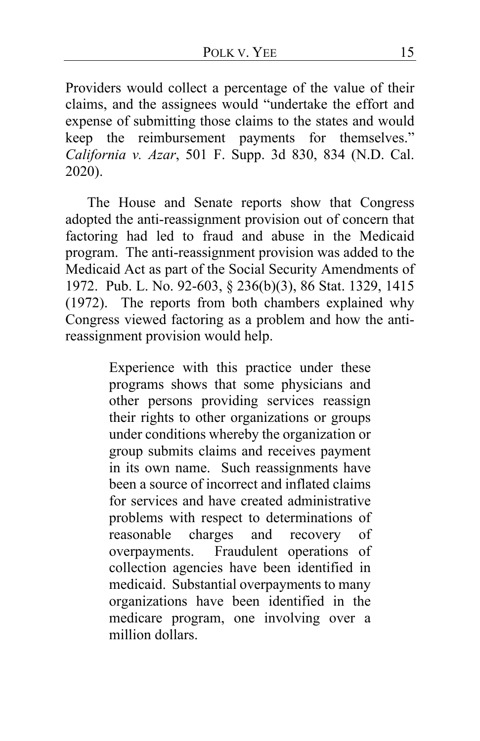Providers would collect a percentage of the value of their claims, and the assignees would "undertake the effort and expense of submitting those claims to the states and would keep the reimbursement payments for themselves." *California v. Azar*, 501 F. Supp. 3d 830, 834 (N.D. Cal. 2020).

The House and Senate reports show that Congress adopted the anti-reassignment provision out of concern that factoring had led to fraud and abuse in the Medicaid program. The anti-reassignment provision was added to the Medicaid Act as part of the Social Security Amendments of 1972. Pub. L. No. 92-603, § 236(b)(3), 86 Stat. 1329, 1415 (1972). The reports from both chambers explained why Congress viewed factoring as a problem and how the anti-reassignment provision would help.

> Experience with this practice under these programs shows that some physicians and other persons providing services reassign their rights to other organizations or groups under conditions whereby the organization or group submits claims and receives payment in its own name. Such reassignments have been a source of incorrect and inflated claims for services and have created administrative problems with respect to determinations of reasonable charges and recovery of overpayments. Fraudulent operations of collection agencies have been identified in medicaid. Substantial overpayments to many organizations have been identified in the medicare program, one involving over a million dollars.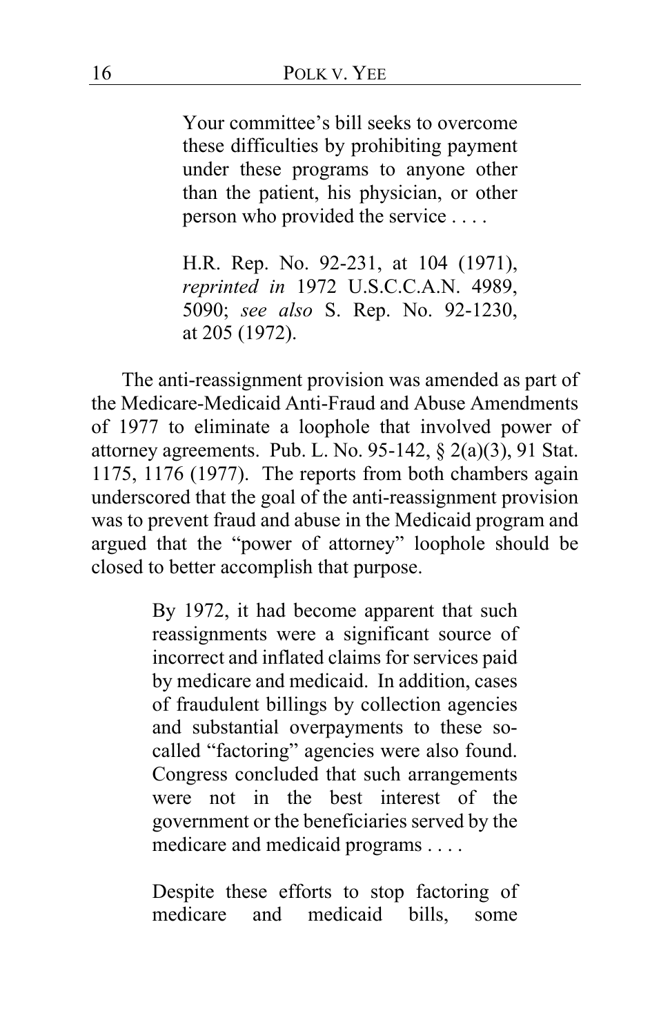> Your committee's bill seeks to overcome these difficulties by prohibiting payment under these programs to anyone other than the patient, his physician, or other person who provided the service . . . .
>
> H.R. Rep. No. 92-231, at 104 (1971), *reprinted in* 1972 U.S.C.C.A.N. 4989, 5090; *see also* S. Rep. No. 92-1230, at 205 (1972).

The anti-reassignment provision was amended as part of the Medicare-Medicaid Anti-Fraud and Abuse Amendments of 1977 to eliminate a loophole that involved power of attorney agreements. Pub. L. No. 95-142, § 2(a)(3), 91 Stat. 1175, 1176 (1977). The reports from both chambers again underscored that the goal of the anti-reassignment provision was to prevent fraud and abuse in the Medicaid program and argued that the "power of attorney" loophole should be closed to better accomplish that purpose.

> By 1972, it had become apparent that such reassignments were a significant source of incorrect and inflated claims for services paid by medicare and medicaid. In addition, cases of fraudulent billings by collection agencies and substantial overpayments to these so-called "factoring" agencies were also found. Congress concluded that such arrangements were not in the best interest of the government or the beneficiaries served by the medicare and medicaid programs . . . .
>
> Despite these efforts to stop factoring of medicare and medicaid bills, some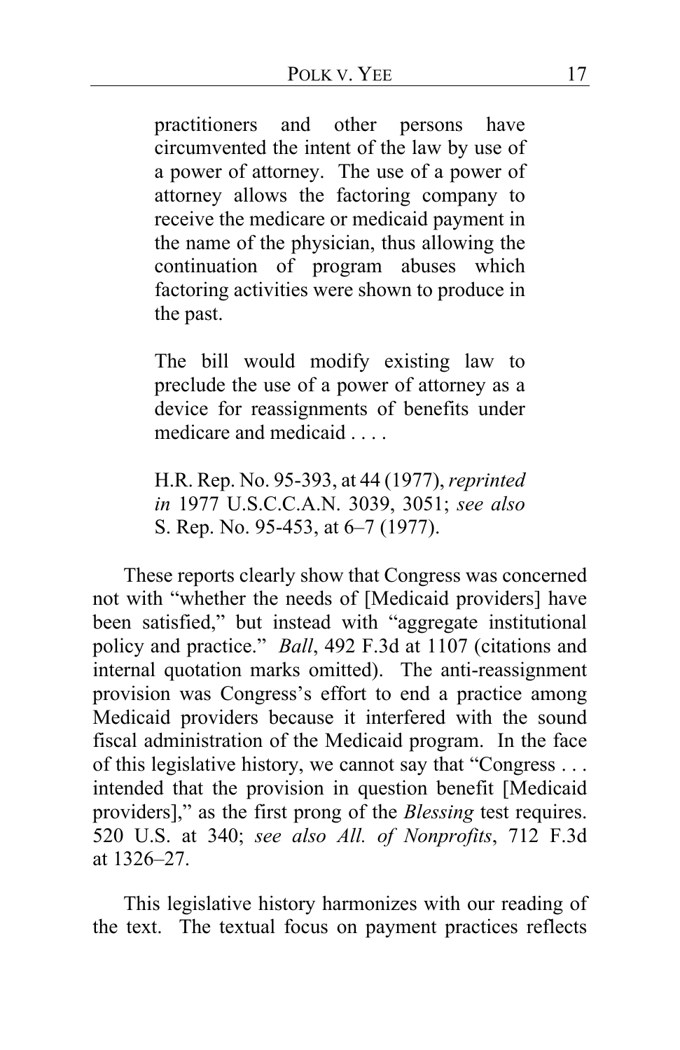> practitioners and other persons have circumvented the intent of the law by use of a power of attorney. The use of a power of attorney allows the factoring company to receive the medicare or medicaid payment in the name of the physician, thus allowing the continuation of program abuses which factoring activities were shown to produce in the past.
>
> The bill would modify existing law to preclude the use of a power of attorney as a device for reassignments of benefits under medicare and medicaid . . . .
>
> H.R. Rep. No. 95-393, at 44 (1977), *reprinted in* 1977 U.S.C.C.A.N. 3039, 3051; *see also* S. Rep. No. 95-453, at 6–7 (1977).

These reports clearly show that Congress was concerned not with "whether the needs of [Medicaid providers] have been satisfied," but instead with "aggregate institutional policy and practice." *Ball*, 492 F.3d at 1107 (citations and internal quotation marks omitted). The anti-reassignment provision was Congress's effort to end a practice among Medicaid providers because it interfered with the sound fiscal administration of the Medicaid program. In the face of this legislative history, we cannot say that "Congress . . . intended that the provision in question benefit [Medicaid providers]," as the first prong of the *Blessing* test requires. 520 U.S. at 340; *see also All. of Nonprofits*, 712 F.3d at 1326–27.

This legislative history harmonizes with our reading of the text. The textual focus on payment practices reflects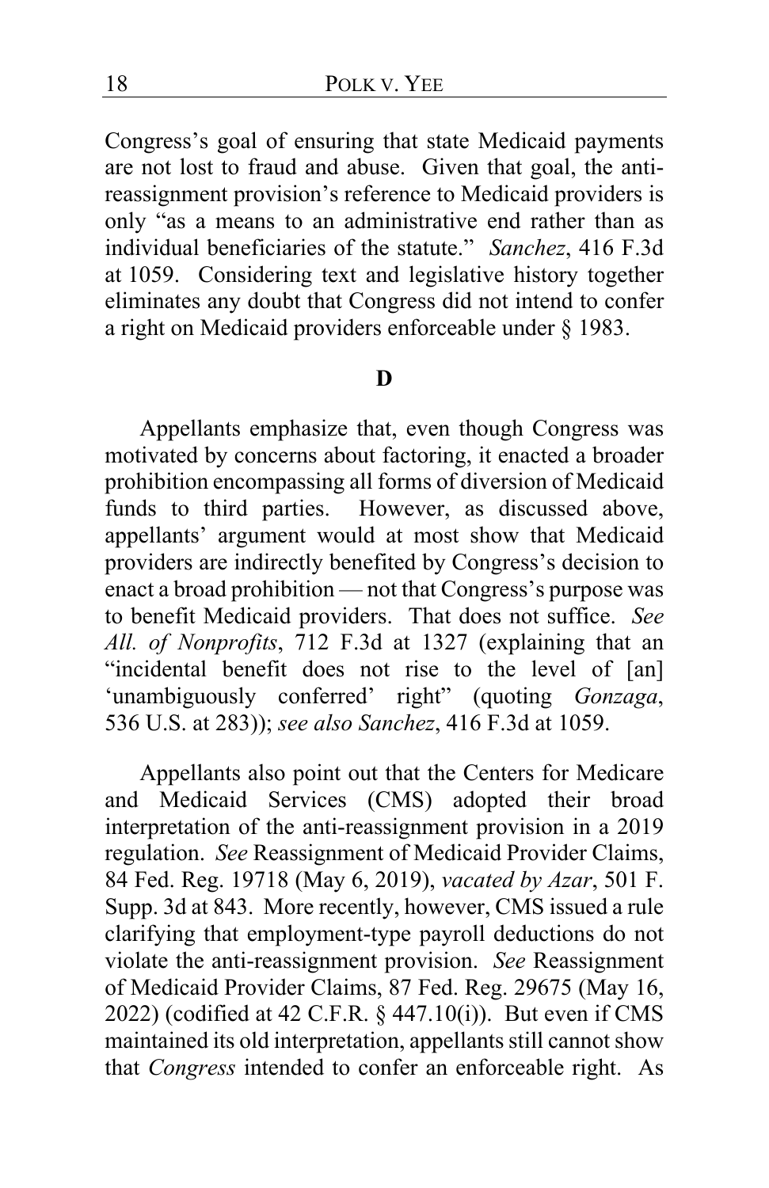Congress's goal of ensuring that state Medicaid payments are not lost to fraud and abuse. Given that goal, the anti-reassignment provision's reference to Medicaid providers is only "as a means to an administrative end rather than as individual beneficiaries of the statute." *Sanchez*, 416 F.3d at 1059. Considering text and legislative history together eliminates any doubt that Congress did not intend to confer a right on Medicaid providers enforceable under § 1983.

**D**

Appellants emphasize that, even though Congress was motivated by concerns about factoring, it enacted a broader prohibition encompassing all forms of diversion of Medicaid funds to third parties. However, as discussed above, appellants' argument would at most show that Medicaid providers are indirectly benefited by Congress's decision to enact a broad prohibition — not that Congress's purpose was to benefit Medicaid providers. That does not suffice. *See All. of Nonprofits*, 712 F.3d at 1327 (explaining that an "incidental benefit does not rise to the level of [an] 'unambiguously conferred' right" (quoting *Gonzaga*, 536 U.S. at 283)); *see also Sanchez*, 416 F.3d at 1059.

Appellants also point out that the Centers for Medicare and Medicaid Services (CMS) adopted their broad interpretation of the anti-reassignment provision in a 2019 regulation. *See* Reassignment of Medicaid Provider Claims, 84 Fed. Reg. 19718 (May 6, 2019), *vacated by Azar*, 501 F. Supp. 3d at 843. More recently, however, CMS issued a rule clarifying that employment-type payroll deductions do not violate the anti-reassignment provision. *See* Reassignment of Medicaid Provider Claims, 87 Fed. Reg. 29675 (May 16, 2022) (codified at 42 C.F.R. § 447.10(i)). But even if CMS maintained its old interpretation, appellants still cannot show that *Congress* intended to confer an enforceable right. As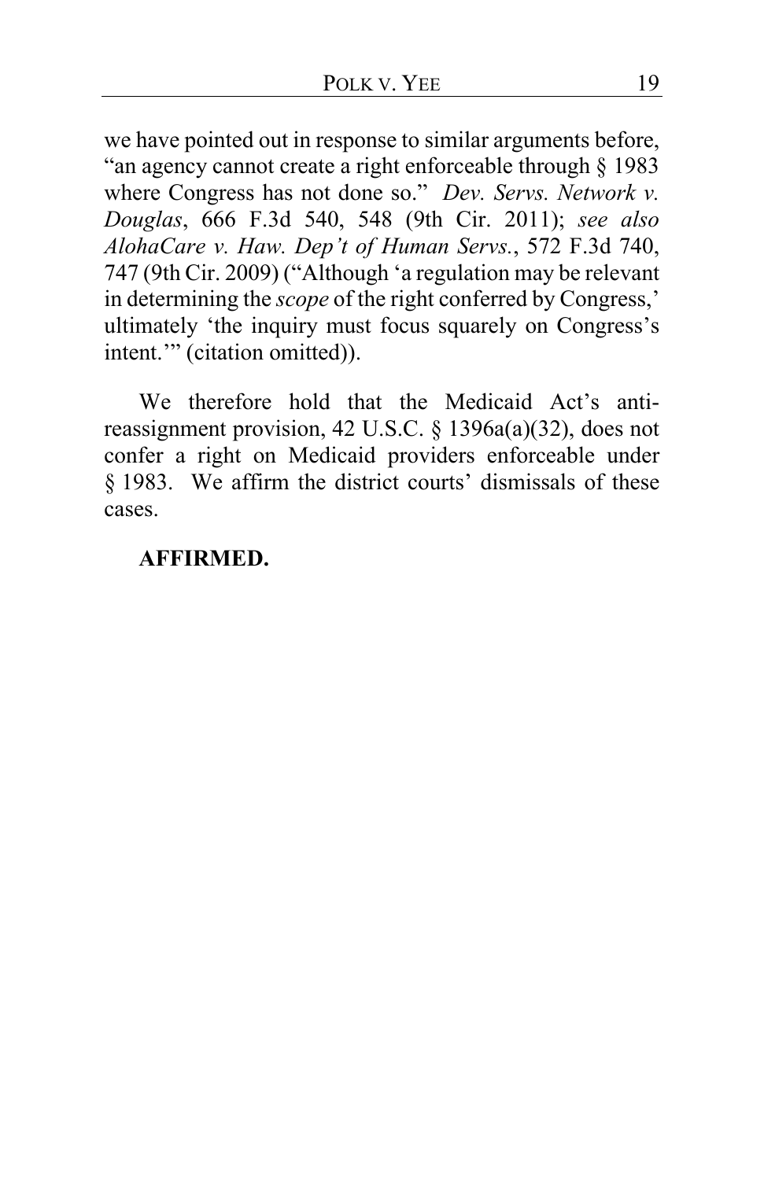we have pointed out in response to similar arguments before, "an agency cannot create a right enforceable through § 1983 where Congress has not done so." *Dev. Servs. Network v. Douglas*, 666 F.3d 540, 548 (9th Cir. 2011); *see also AlohaCare v. Haw. Dep't of Human Servs.*, 572 F.3d 740, 747 (9th Cir. 2009) ("Although 'a regulation may be relevant in determining the *scope* of the right conferred by Congress,' ultimately 'the inquiry must focus squarely on Congress's intent.'" (citation omitted)).

We therefore hold that the Medicaid Act's anti-reassignment provision, 42 U.S.C. § 1396a(a)(32), does not confer a right on Medicaid providers enforceable under § 1983. We affirm the district courts' dismissals of these cases.

**AFFIRMED.**